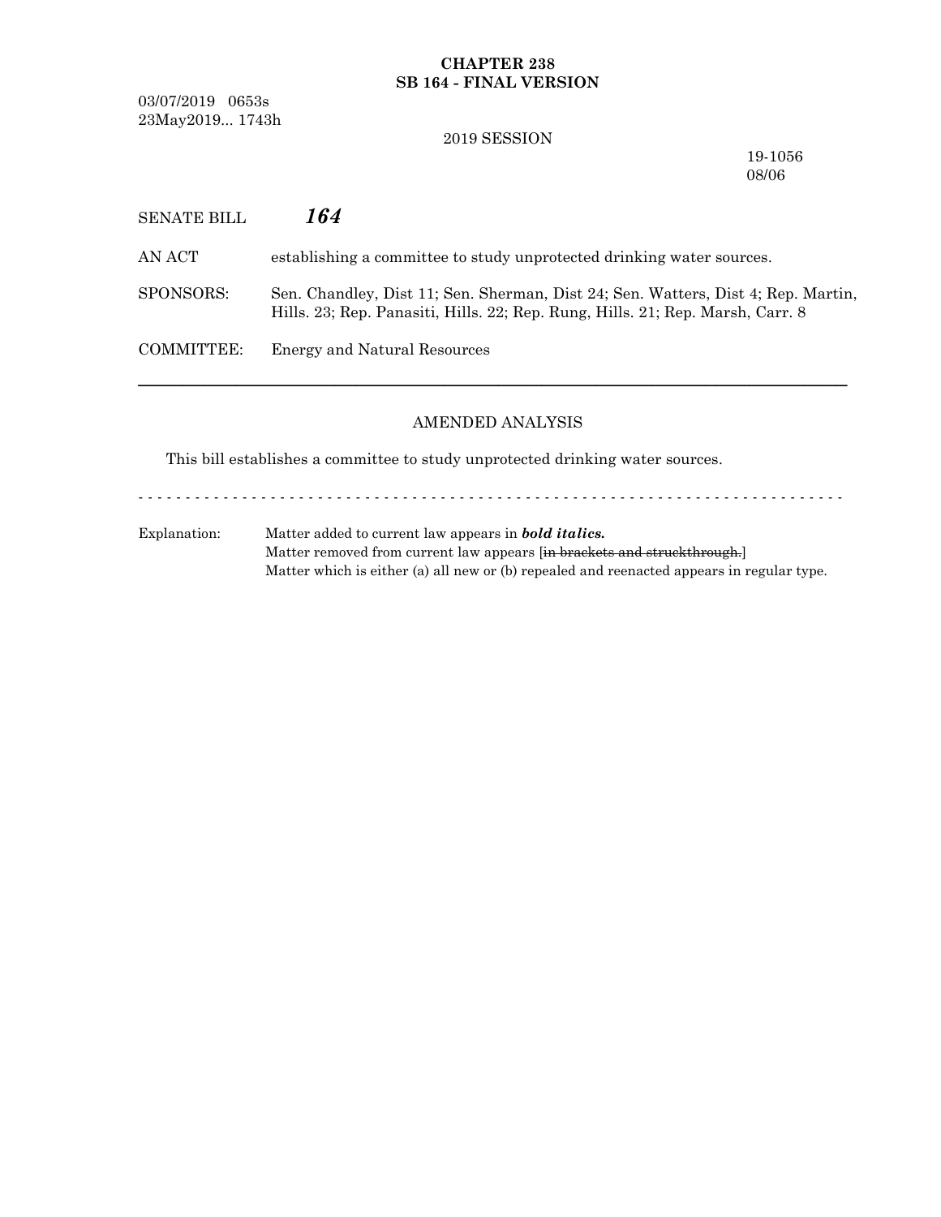# CHAPTER 238
## SB 164 - FINAL VERSION

03/07/2019 0653s
23May2019... 1743h

2019 SESSION

19-1056
08/06

SENATE BILL ***164***

AN ACT establishing a committee to study unprotected drinking water sources.

SPONSORS: Sen. Chandley, Dist 11; Sen. Sherman, Dist 24; Sen. Watters, Dist 4; Rep. Martin, Hills. 23; Rep. Panasiti, Hills. 22; Rep. Rung, Hills. 21; Rep. Marsh, Carr. 8

COMMITTEE: Energy and Natural Resources

---

AMENDED ANALYSIS

This bill establishes a committee to study unprotected drinking water sources.

- - - - - - - - - - - - - - - - - - - - - - - - - - - - - - - - - - - - - - - - - - - - - - - - - - - - - - - - - - - - - - - - - - - - - - - - - -

Explanation: Matter added to current law appears in ***bold italics.***
Matter removed from current law appears [~~in brackets and struckthrough.~~]
Matter which is either (a) all new or (b) repealed and reenacted appears in regular type.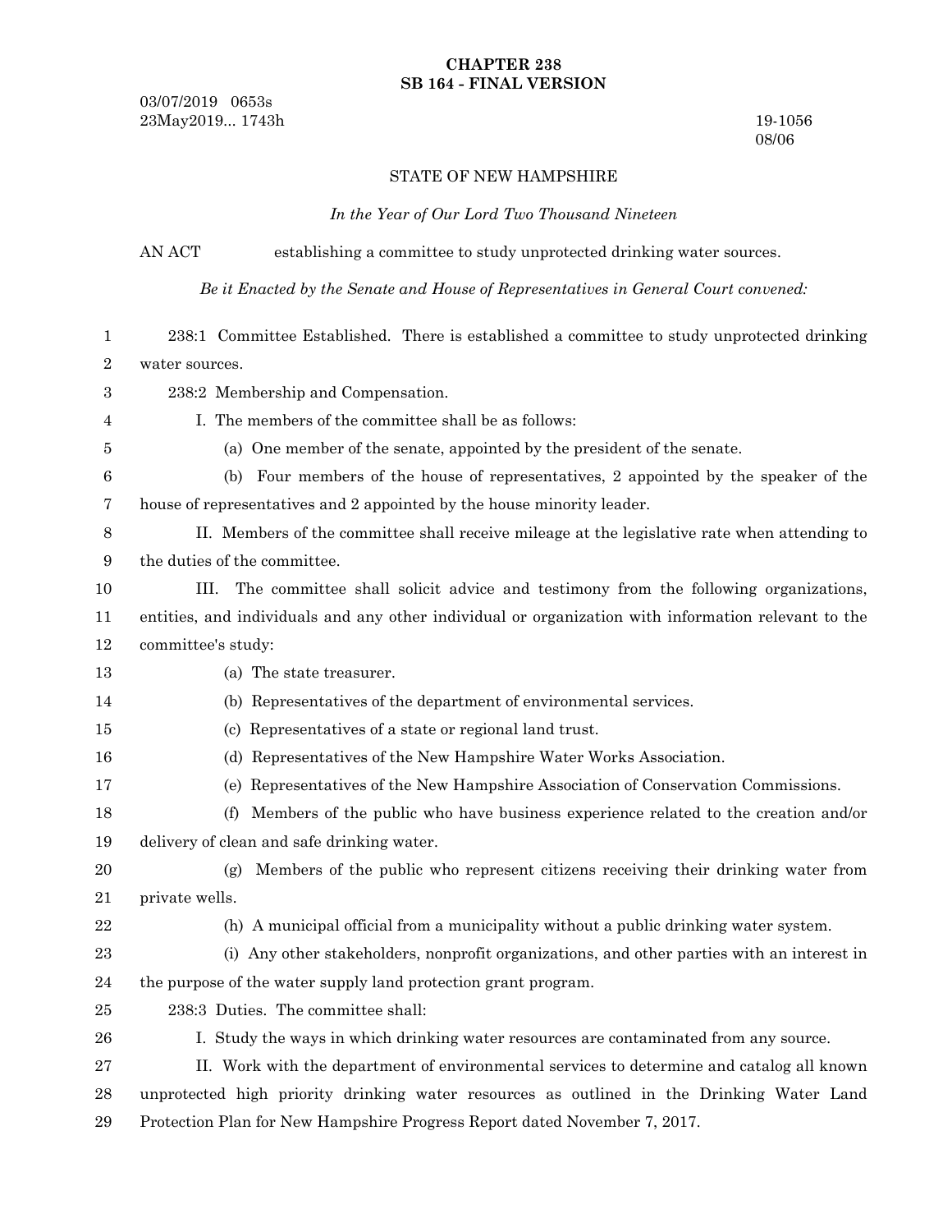**CHAPTER 238**
**SB 164 - FINAL VERSION**

03/07/2019 0653s
23May2019... 1743h

19-1056
08/06

STATE OF NEW HAMPSHIRE

*In the Year of Our Lord Two Thousand Nineteen*

AN ACT establishing a committee to study unprotected drinking water sources.

*Be it Enacted by the Senate and House of Representatives in General Court convened:*

238:1 Committee Established. There is established a committee to study unprotected drinking water sources.

238:2 Membership and Compensation.

I. The members of the committee shall be as follows:

(a) One member of the senate, appointed by the president of the senate.

(b) Four members of the house of representatives, 2 appointed by the speaker of the house of representatives and 2 appointed by the house minority leader.

II. Members of the committee shall receive mileage at the legislative rate when attending to the duties of the committee.

III. The committee shall solicit advice and testimony from the following organizations, entities, and individuals and any other individual or organization with information relevant to the committee's study:

(a) The state treasurer.

(b) Representatives of the department of environmental services.

(c) Representatives of a state or regional land trust.

(d) Representatives of the New Hampshire Water Works Association.

(e) Representatives of the New Hampshire Association of Conservation Commissions.

(f) Members of the public who have business experience related to the creation and/or delivery of clean and safe drinking water.

(g) Members of the public who represent citizens receiving their drinking water from private wells.

(h) A municipal official from a municipality without a public drinking water system.

(i) Any other stakeholders, nonprofit organizations, and other parties with an interest in the purpose of the water supply land protection grant program.

238:3 Duties. The committee shall:

I. Study the ways in which drinking water resources are contaminated from any source.

II. Work with the department of environmental services to determine and catalog all known unprotected high priority drinking water resources as outlined in the Drinking Water Land Protection Plan for New Hampshire Progress Report dated November 7, 2017.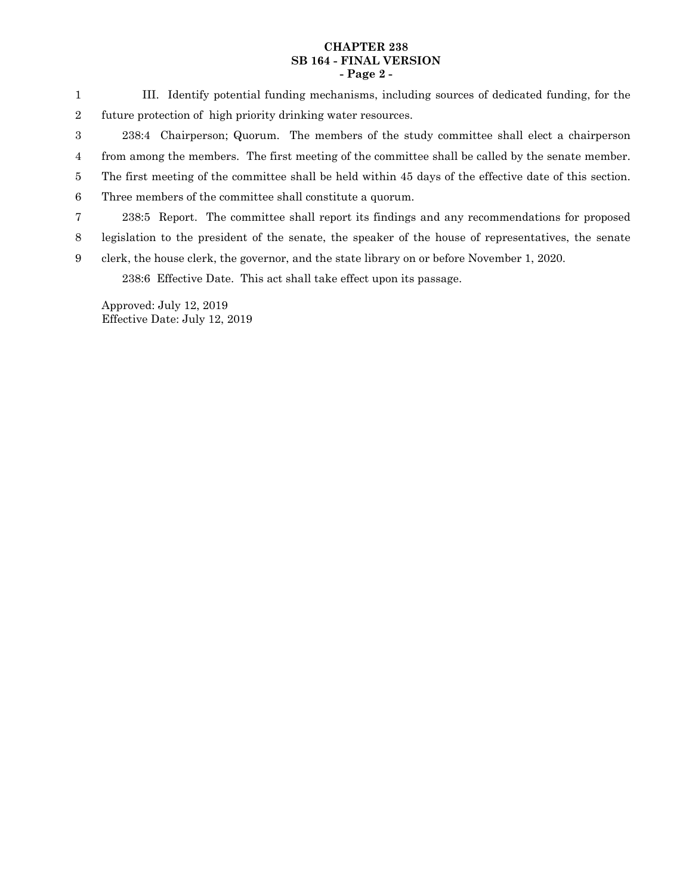III. Identify potential funding mechanisms, including sources of dedicated funding, for the future protection of high priority drinking water resources.

238:4 Chairperson; Quorum. The members of the study committee shall elect a chairperson from among the members. The first meeting of the committee shall be called by the senate member. The first meeting of the committee shall be held within 45 days of the effective date of this section. Three members of the committee shall constitute a quorum.

238:5 Report. The committee shall report its findings and any recommendations for proposed legislation to the president of the senate, the speaker of the house of representatives, the senate clerk, the house clerk, the governor, and the state library on or before November 1, 2020.

238:6 Effective Date. This act shall take effect upon its passage.

Approved: July 12, 2019
Effective Date: July 12, 2019